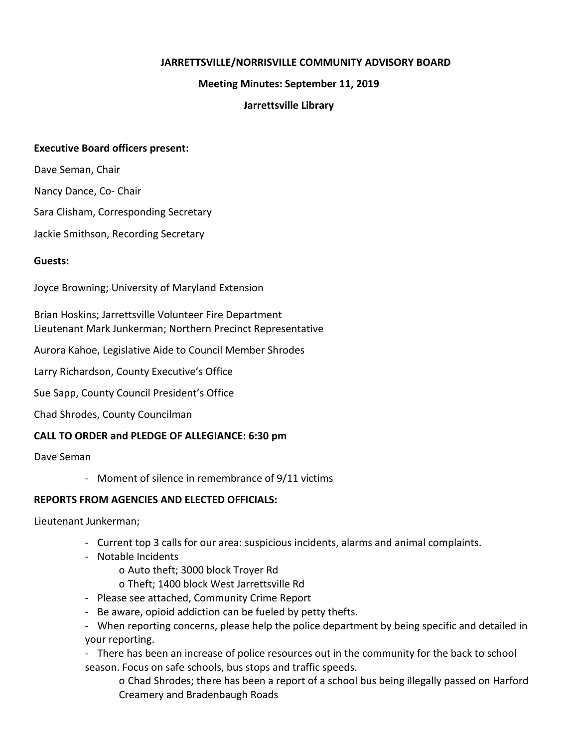# JARRETTSVILLE/NORRISVILLE COMMUNITY ADVISORY BOARD

## Meeting Minutes: September 11, 2019

## Jarrettsville Library

**Executive Board officers present:**

Dave Seman, Chair

Nancy Dance, Co- Chair

Sara Clisham, Corresponding Secretary

Jackie Smithson, Recording Secretary

**Guests:**

Joyce Browning; University of Maryland Extension

Brian Hoskins; Jarrettsville Volunteer Fire Department
Lieutenant Mark Junkerman; Northern Precinct Representative

Aurora Kahoe, Legislative Aide to Council Member Shrodes

Larry Richardson, County Executive's Office

Sue Sapp, County Council President's Office

Chad Shrodes, County Councilman

**CALL TO ORDER and PLEDGE OF ALLEGIANCE: 6:30 pm**

Dave Seman

- Moment of silence in remembrance of 9/11 victims

**REPORTS FROM AGENCIES AND ELECTED OFFICIALS:**

Lieutenant Junkerman;

- Current top 3 calls for our area: suspicious incidents, alarms and animal complaints.
- Notable Incidents
  - Auto theft; 3000 block Troyer Rd
  - Theft; 1400 block West Jarrettsville Rd
- Please see attached, Community Crime Report
- Be aware, opioid addiction can be fueled by petty thefts.
- When reporting concerns, please help the police department by being specific and detailed in your reporting.
- There has been an increase of police resources out in the community for the back to school season. Focus on safe schools, bus stops and traffic speeds.
  - Chad Shrodes; there has been a report of a school bus being illegally passed on Harford Creamery and Bradenbaugh Roads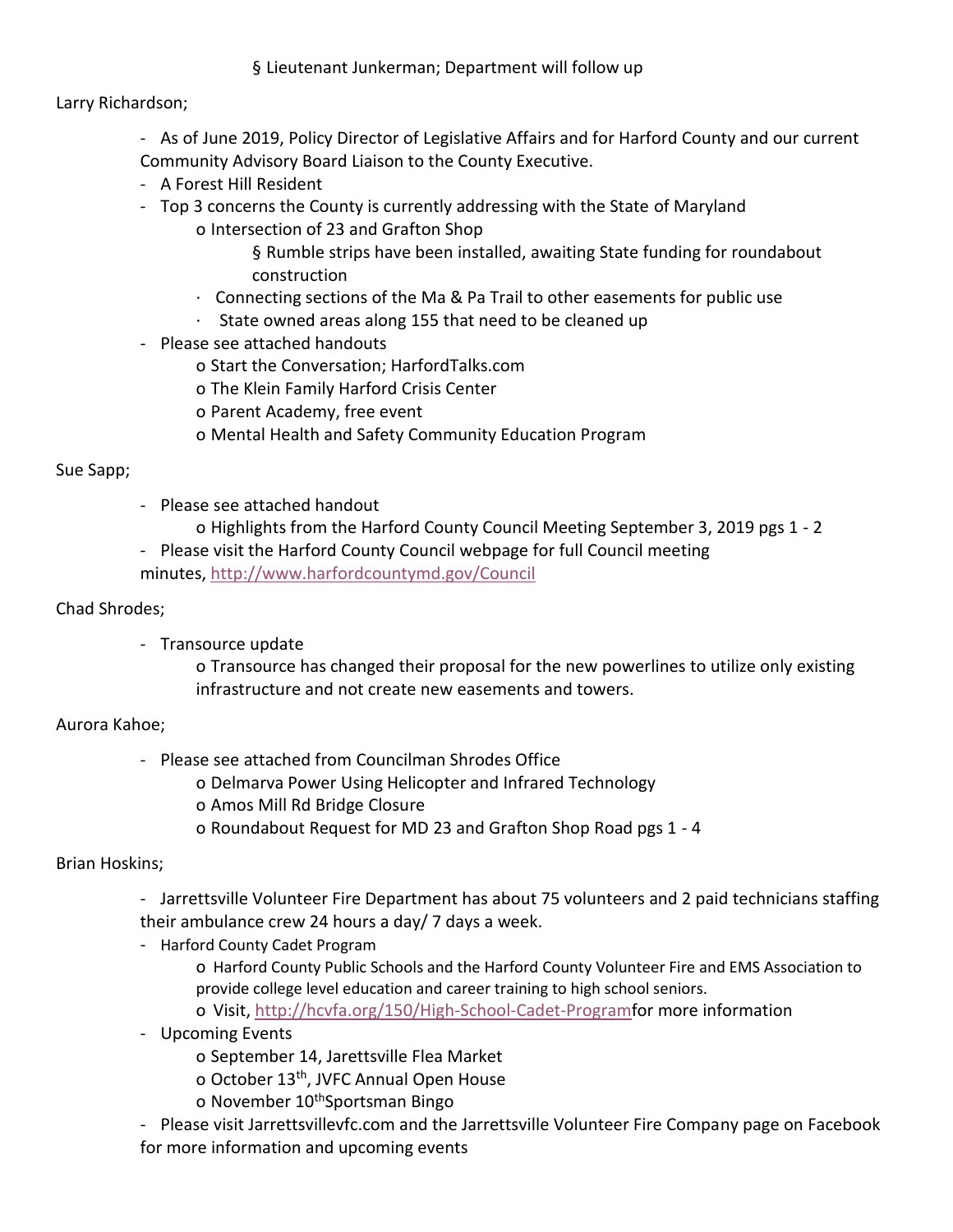§ Lieutenant Junkerman; Department will follow up

Larry Richardson;

- As of June 2019, Policy Director of Legislative Affairs and for Harford County and our current Community Advisory Board Liaison to the County Executive.
- A Forest Hill Resident
- Top 3 concerns the County is currently addressing with the State of Maryland
  - o Intersection of 23 and Grafton Shop
    - § Rumble strips have been installed, awaiting State funding for roundabout construction
  - · Connecting sections of the Ma & Pa Trail to other easements for public use
  - · State owned areas along 155 that need to be cleaned up
- Please see attached handouts
  - o Start the Conversation; HarfordTalks.com
  - o The Klein Family Harford Crisis Center
  - o Parent Academy, free event
  - o Mental Health and Safety Community Education Program

Sue Sapp;

- Please see attached handout
  - o Highlights from the Harford County Council Meeting September 3, 2019 pgs 1 - 2
- Please visit the Harford County Council webpage for full Council meeting minutes, http://www.harfordcountymd.gov/Council

Chad Shrodes;

- Transource update
  - o Transource has changed their proposal for the new powerlines to utilize only existing infrastructure and not create new easements and towers.

Aurora Kahoe;

- Please see attached from Councilman Shrodes Office
  - o Delmarva Power Using Helicopter and Infrared Technology
  - o Amos Mill Rd Bridge Closure
  - o Roundabout Request for MD 23 and Grafton Shop Road pgs 1 - 4

Brian Hoskins;

- Jarrettsville Volunteer Fire Department has about 75 volunteers and 2 paid technicians staffing their ambulance crew 24 hours a day/ 7 days a week.
- Harford County Cadet Program
  - o Harford County Public Schools and the Harford County Volunteer Fire and EMS Association to provide college level education and career training to high school seniors.
  - o Visit, http://hcvfa.org/150/High-School-Cadet-Programfor more information
- Upcoming Events
  - o September 14, Jarettsville Flea Market
  - o October 13th, JVFC Annual Open House
  - o November 10thSportsman Bingo
- Please visit Jarrettsvillevfc.com and the Jarrettsville Volunteer Fire Company page on Facebook for more information and upcoming events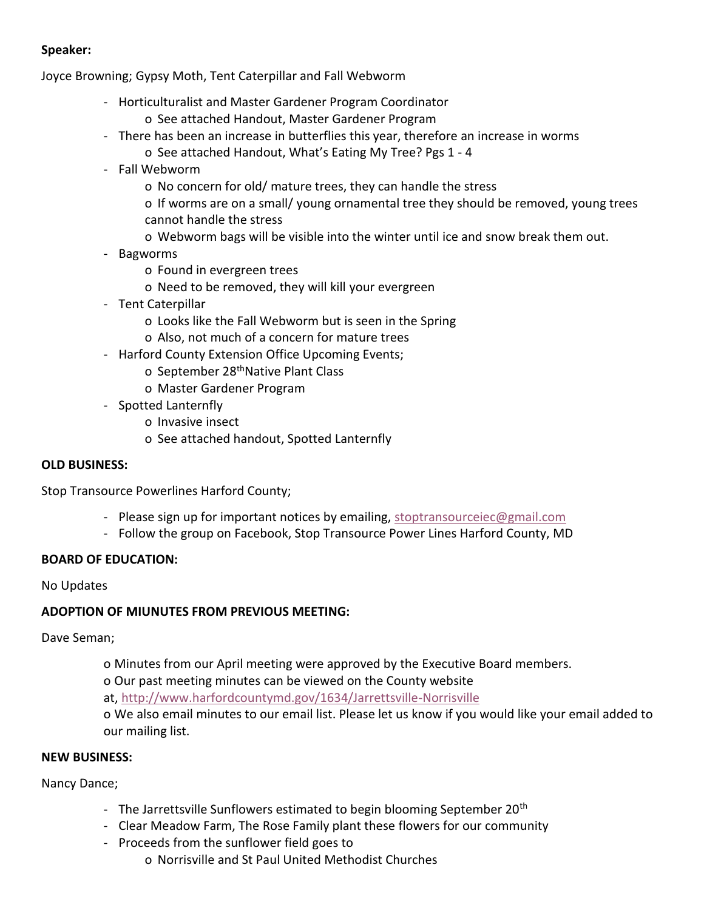**Speaker:**

Joyce Browning; Gypsy Moth, Tent Caterpillar and Fall Webworm

- Horticulturalist and Master Gardener Program Coordinator
  - See attached Handout, Master Gardener Program
- There has been an increase in butterflies this year, therefore an increase in worms
  - See attached Handout, What's Eating My Tree? Pgs 1 - 4
- Fall Webworm
  - No concern for old/ mature trees, they can handle the stress
  - If worms are on a small/ young ornamental tree they should be removed, young trees cannot handle the stress
  - Webworm bags will be visible into the winter until ice and snow break them out.
- Bagworms
  - Found in evergreen trees
  - Need to be removed, they will kill your evergreen
- Tent Caterpillar
  - Looks like the Fall Webworm but is seen in the Spring
  - Also, not much of a concern for mature trees
- Harford County Extension Office Upcoming Events;
  - September 28th Native Plant Class
  - Master Gardener Program
- Spotted Lanternfly
  - Invasive insect
  - See attached handout, Spotted Lanternfly

**OLD BUSINESS:**

Stop Transource Powerlines Harford County;

- Please sign up for important notices by emailing, stoptransourceiec@gmail.com
- Follow the group on Facebook, Stop Transource Power Lines Harford County, MD

**BOARD OF EDUCATION:**

No Updates

**ADOPTION OF MIUNUTES FROM PREVIOUS MEETING:**

Dave Seman;

- Minutes from our April meeting were approved by the Executive Board members.
- Our past meeting minutes can be viewed on the County website at, http://www.harfordcountymd.gov/1634/Jarrettsville-Norrisville
- We also email minutes to our email list. Please let us know if you would like your email added to our mailing list.

**NEW BUSINESS:**

Nancy Dance;

- The Jarrettsville Sunflowers estimated to begin blooming September 20th
- Clear Meadow Farm, The Rose Family plant these flowers for our community
- Proceeds from the sunflower field goes to
  - Norrisville and St Paul United Methodist Churches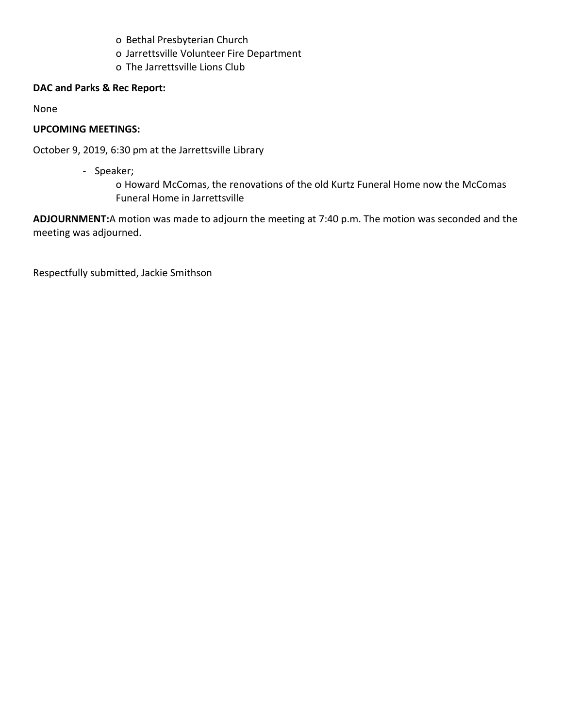- Bethal Presbyterian Church
- Jarrettsville Volunteer Fire Department
- The Jarrettsville Lions Club

**DAC and Parks & Rec Report:**

None

**UPCOMING MEETINGS:**

October 9, 2019, 6:30 pm at the Jarrettsville Library

- Speaker;
  - Howard McComas, the renovations of the old Kurtz Funeral Home now the McComas Funeral Home in Jarrettsville

**ADJOURNMENT:** A motion was made to adjourn the meeting at 7:40 p.m. The motion was seconded and the meeting was adjourned.

Respectfully submitted, Jackie Smithson